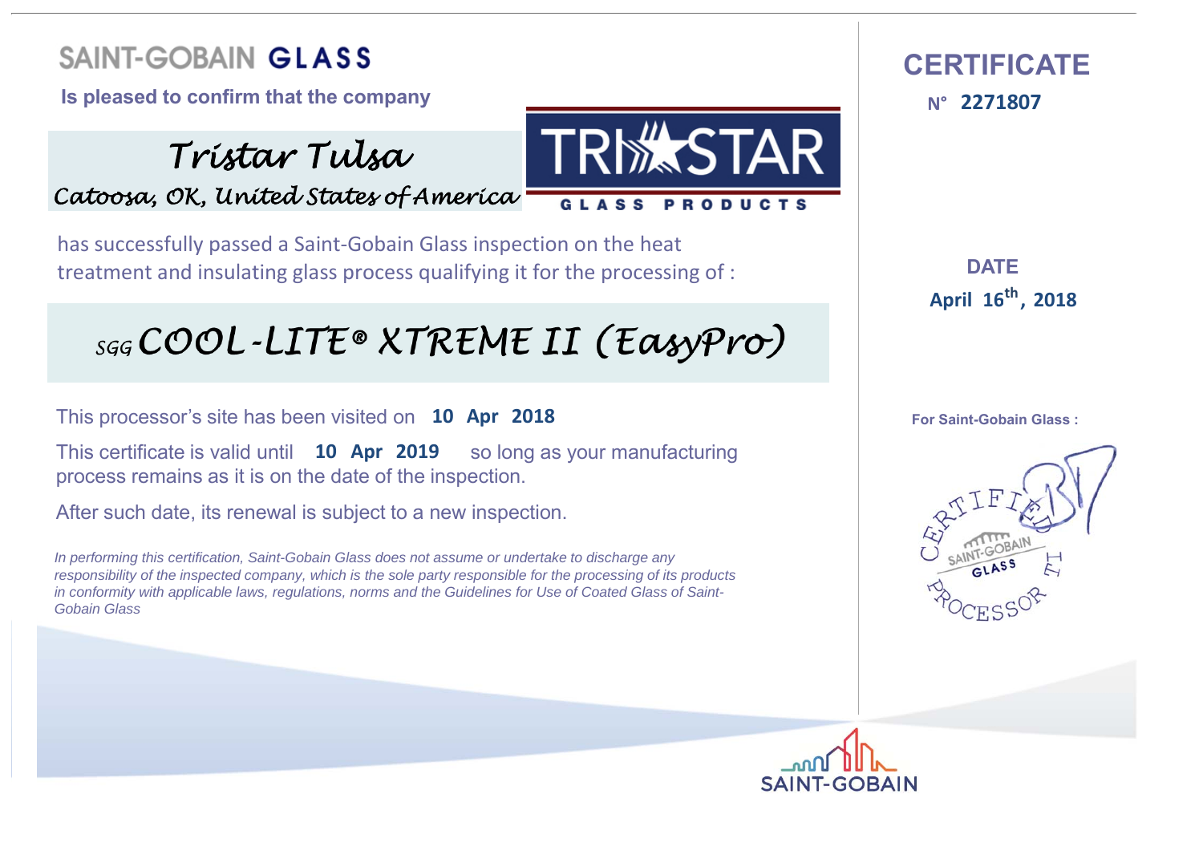# SAINT-GOBAIN GLASS

**Is pleased to confirm that the company**

## *Tristar Tulsa*

*Catoosa, OK, United States of America*

TRISTAR GLASS PRODUCTS

# CERTIFICATE

**N° 2271807**

has successfully passed a Saint-Gobain Glass inspection on the heat treatment and insulating glass process qualifying it for the processing of :

## *SGG COOL-LITE® XTREME II (EasyPro)*

**DATE**

**April 16th, 2018**

This processor's site has been visited on **10 Apr 2018**

This certificate is valid until **10 Apr 2019** so long as your manufacturing process remains as it is on the date of the inspection.

After such date, its renewal is subject to a new inspection.

**For Saint-Gobain Glass :**

CERTIFIED SAINT-GOBAIN GLASS PROCESSOR

*In performing this certification, Saint-Gobain Glass does not assume or undertake to discharge any responsibility of the inspected company, which is the sole party responsible for the processing of its products in conformity with applicable laws, regulations, norms and the Guidelines for Use of Coated Glass of Saint-Gobain Glass*

SAINT-GOBAIN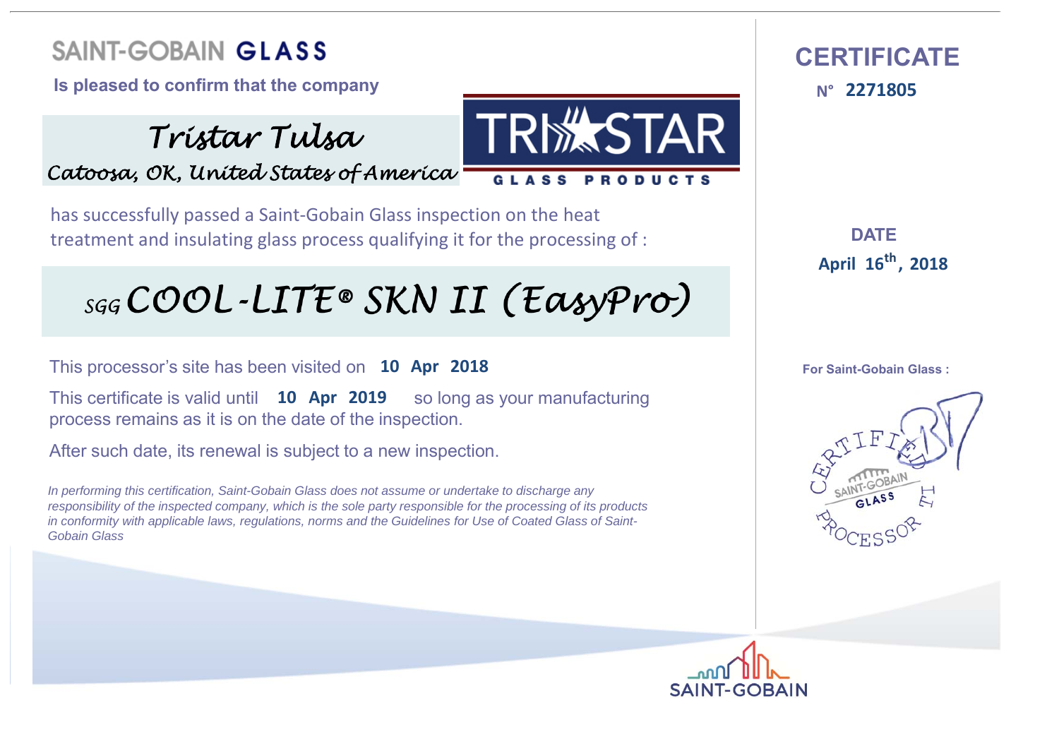# SAINT-GOBAIN **GLASS**

**Is pleased to confirm that the company**

## *Tristar Tulsa*

*Catoosa, OK, United States of America*

TRI★STAR GLASS PRODUCTS

has successfully passed a Saint-Gobain Glass inspection on the heat treatment and insulating glass process qualifying it for the processing of :

## *SGG COOL-LITE® SKN II (EasyPro)*

This processor's site has been visited on **10 Apr 2018**

This certificate is valid until **10 Apr 2019** so long as your manufacturing process remains as it is on the date of the inspection.

After such date, its renewal is subject to a new inspection.

*In performing this certification, Saint-Gobain Glass does not assume or undertake to discharge any responsibility of the inspected company, which is the sole party responsible for the processing of its products in conformity with applicable laws, regulations, norms and the Guidelines for Use of Coated Glass of Saint-Gobain Glass*

# CERTIFICATE

**N° 2271805**

**DATE**

**April 16th, 2018**

**For Saint-Gobain Glass :**

CERTIFIED PROCESSOR — SAINT-GOBAIN GLASS

SAINT-GOBAIN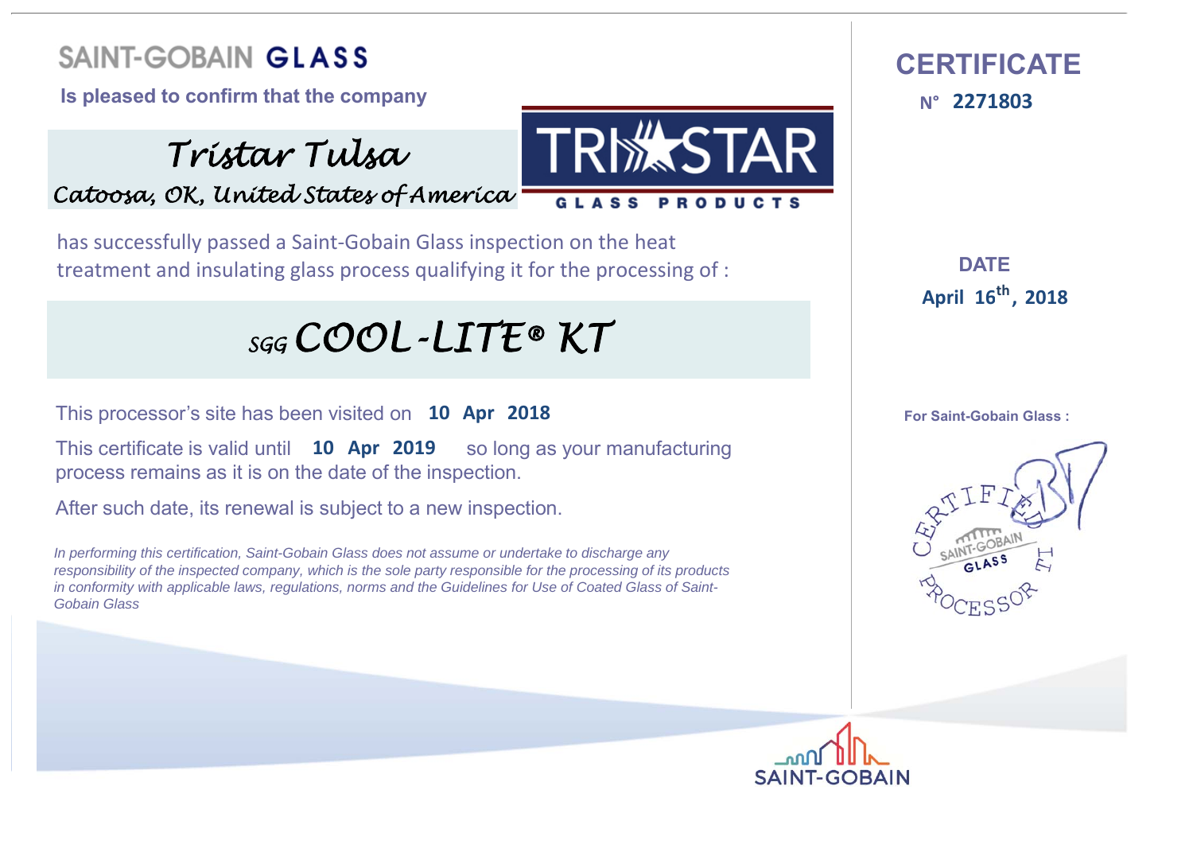# SAINT-GOBAIN **GLASS**

**Is pleased to confirm that the company**

*Tristar Tulsa*

*Catoosa, OK, United States of America*

TRISTAR GLASS PRODUCTS

has successfully passed a Saint-Gobain Glass inspection on the heat treatment and insulating glass process qualifying it for the processing of :

## *SGG COOL-LITE® KT*

This processor's site has been visited on **10 Apr 2018**

This certificate is valid until **10 Apr 2019** so long as your manufacturing process remains as it is on the date of the inspection.

After such date, its renewal is subject to a new inspection.

*In performing this certification, Saint-Gobain Glass does not assume or undertake to discharge any responsibility of the inspected company, which is the sole party responsible for the processing of its products in conformity with applicable laws, regulations, norms and the Guidelines for Use of Coated Glass of Saint-Gobain Glass*

## CERTIFICATE

**N° 2271803**

**DATE**

**April 16th, 2018**

**For Saint-Gobain Glass :**

CERTIFIED SAINT-GOBAIN GLASS PROCESSOR

SAINT-GOBAIN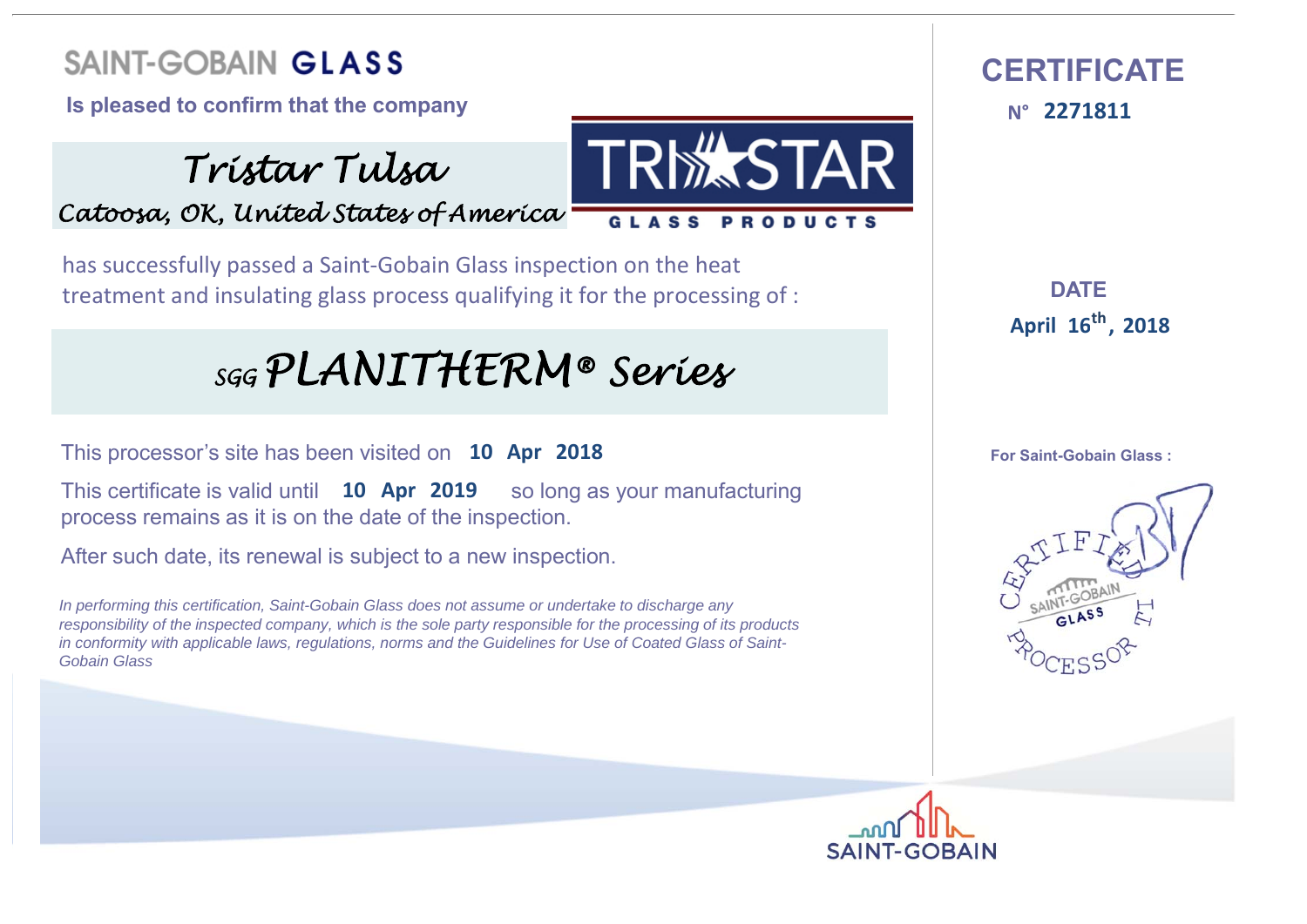SAINT-GOBAIN **GLASS**

**Is pleased to confirm that the company**

## *Tristar Tulsa*

*Catoosa, OK, United States of America*

TRISTAR GLASS PRODUCTS

# CERTIFICATE

**N° 2271811**

has successfully passed a Saint-Gobain Glass inspection on the heat treatment and insulating glass process qualifying it for the processing of :

## *SGG PLANITHERM® Series*

**DATE**

**April 16th, 2018**

This processor's site has been visited on **10 Apr 2018**

This certificate is valid until **10 Apr 2019** so long as your manufacturing process remains as it is on the date of the inspection.

After such date, its renewal is subject to a new inspection.

*In performing this certification, Saint-Gobain Glass does not assume or undertake to discharge any responsibility of the inspected company, which is the sole party responsible for the processing of its products in conformity with applicable laws, regulations, norms and the Guidelines for Use of Coated Glass of Saint-Gobain Glass*

**For Saint-Gobain Glass :**

CERTIFIED PROCESSOR — SAINT-GOBAIN GLASS

SAINT-GOBAIN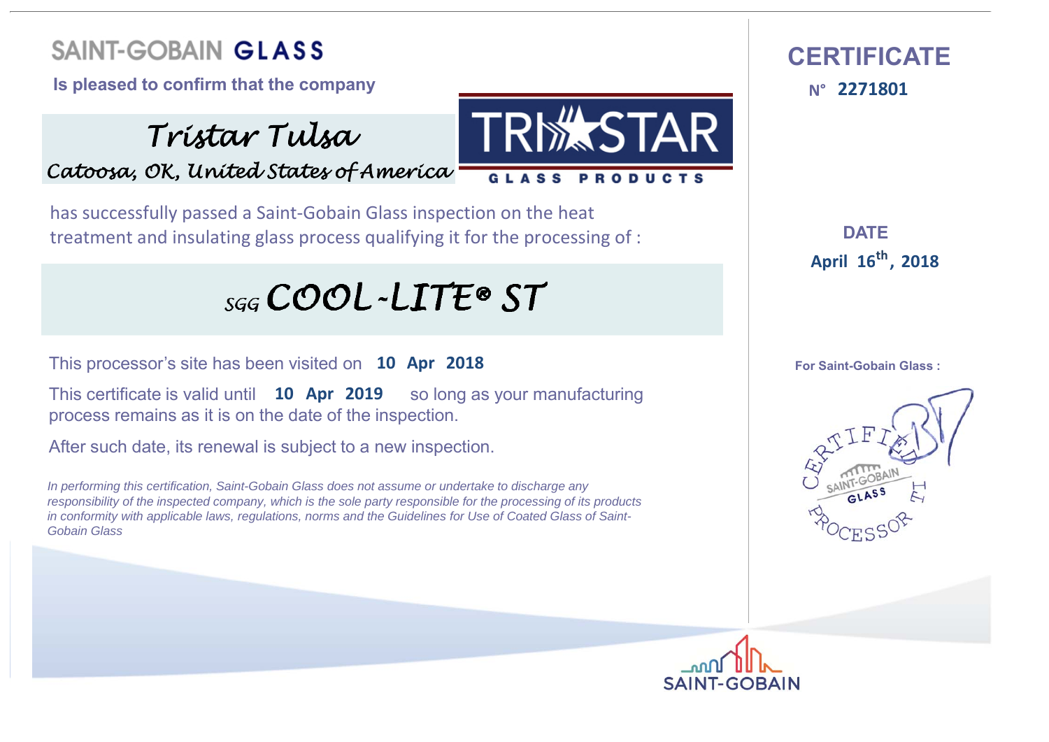SAINT-GOBAIN **GLASS**

**Is pleased to confirm that the company**

*Tristar Tulsa*

*Catoosa, OK, United States of America*

TRISTAR GLASS PRODUCTS

has successfully passed a Saint-Gobain Glass inspection on the heat treatment and insulating glass process qualifying it for the processing of :

# *SGG COOL-LITE® ST*

This processor's site has been visited on **10 Apr 2018**

This certificate is valid until **10 Apr 2019** so long as your manufacturing process remains as it is on the date of the inspection.

After such date, its renewal is subject to a new inspection.

*In performing this certification, Saint-Gobain Glass does not assume or undertake to discharge any responsibility of the inspected company, which is the sole party responsible for the processing of its products in conformity with applicable laws, regulations, norms and the Guidelines for Use of Coated Glass of Saint-Gobain Glass*

## CERTIFICATE

**N° 2271801**

**DATE**

**April 16th, 2018**

**For Saint-Gobain Glass :**

CERTIFIED PROCESSOR

SAINT-GOBAIN GLASS

SAINT-GOBAIN